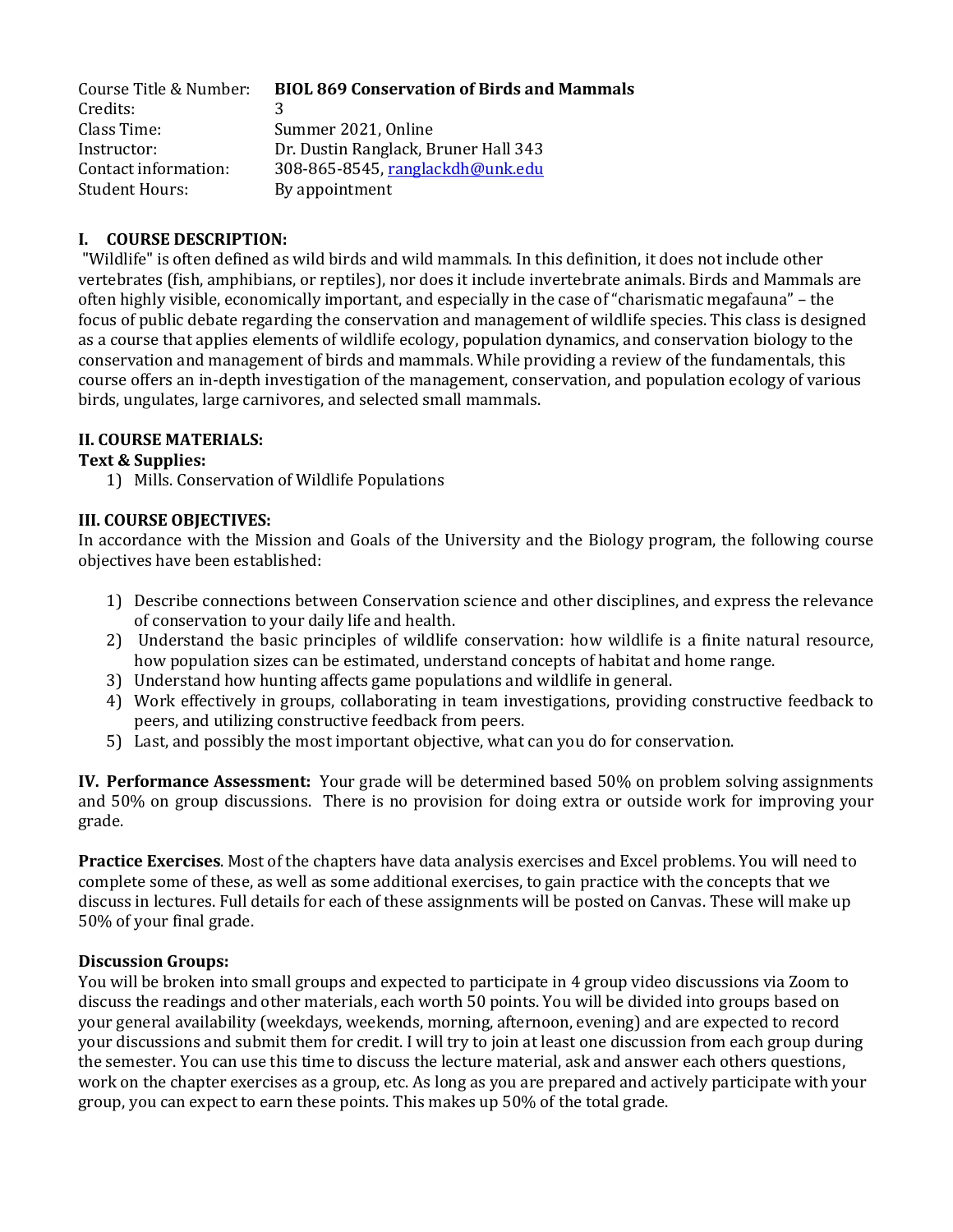| | |
|---|---|
| Course Title & Number: | **BIOL 869 Conservation of Birds and Mammals** |
| Credits: | 3 |
| Class Time: | Summer 2021, Online |
| Instructor: | Dr. Dustin Ranglack, Bruner Hall 343 |
| Contact information: | 308-865-8545, ranglackdh@unk.edu |
| Student Hours: | By appointment |

## I. COURSE DESCRIPTION:

"Wildlife" is often defined as wild birds and wild mammals. In this definition, it does not include other vertebrates (fish, amphibians, or reptiles), nor does it include invertebrate animals. Birds and Mammals are often highly visible, economically important, and especially in the case of "charismatic megafauna" – the focus of public debate regarding the conservation and management of wildlife species. This class is designed as a course that applies elements of wildlife ecology, population dynamics, and conservation biology to the conservation and management of birds and mammals. While providing a review of the fundamentals, this course offers an in-depth investigation of the management, conservation, and population ecology of various birds, ungulates, large carnivores, and selected small mammals.

## II. COURSE MATERIALS:

### Text & Supplies:

1) Mills. Conservation of Wildlife Populations

## III. COURSE OBJECTIVES:

In accordance with the Mission and Goals of the University and the Biology program, the following course objectives have been established:

1) Describe connections between Conservation science and other disciplines, and express the relevance of conservation to your daily life and health.
2) Understand the basic principles of wildlife conservation: how wildlife is a finite natural resource, how population sizes can be estimated, understand concepts of habitat and home range.
3) Understand how hunting affects game populations and wildlife in general.
4) Work effectively in groups, collaborating in team investigations, providing constructive feedback to peers, and utilizing constructive feedback from peers.
5) Last, and possibly the most important objective, what can you do for conservation.

**IV. Performance Assessment:** Your grade will be determined based 50% on problem solving assignments and 50% on group discussions. There is no provision for doing extra or outside work for improving your grade.

**Practice Exercises**. Most of the chapters have data analysis exercises and Excel problems. You will need to complete some of these, as well as some additional exercises, to gain practice with the concepts that we discuss in lectures. Full details for each of these assignments will be posted on Canvas. These will make up 50% of your final grade.

**Discussion Groups:**
You will be broken into small groups and expected to participate in 4 group video discussions via Zoom to discuss the readings and other materials, each worth 50 points. You will be divided into groups based on your general availability (weekdays, weekends, morning, afternoon, evening) and are expected to record your discussions and submit them for credit. I will try to join at least one discussion from each group during the semester. You can use this time to discuss the lecture material, ask and answer each others questions, work on the chapter exercises as a group, etc. As long as you are prepared and actively participate with your group, you can expect to earn these points. This makes up 50% of the total grade.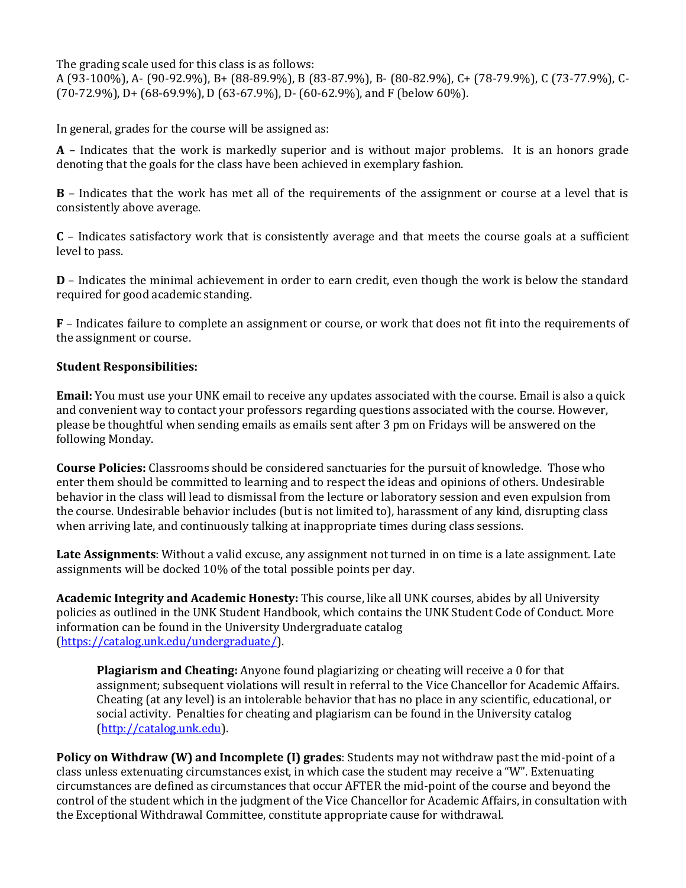The grading scale used for this class is as follows:
A (93-100%), A- (90-92.9%), B+ (88-89.9%), B (83-87.9%), B- (80-82.9%), C+ (78-79.9%), C (73-77.9%), C- (70-72.9%), D+ (68-69.9%), D (63-67.9%), D- (60-62.9%), and F (below 60%).

In general, grades for the course will be assigned as:

**A** – Indicates that the work is markedly superior and is without major problems. It is an honors grade denoting that the goals for the class have been achieved in exemplary fashion.

**B** – Indicates that the work has met all of the requirements of the assignment or course at a level that is consistently above average.

**C** – Indicates satisfactory work that is consistently average and that meets the course goals at a sufficient level to pass.

**D** – Indicates the minimal achievement in order to earn credit, even though the work is below the standard required for good academic standing.

**F** – Indicates failure to complete an assignment or course, or work that does not fit into the requirements of the assignment or course.

**Student Responsibilities:**

**Email:** You must use your UNK email to receive any updates associated with the course. Email is also a quick and convenient way to contact your professors regarding questions associated with the course. However, please be thoughtful when sending emails as emails sent after 3 pm on Fridays will be answered on the following Monday.

**Course Policies:** Classrooms should be considered sanctuaries for the pursuit of knowledge. Those who enter them should be committed to learning and to respect the ideas and opinions of others. Undesirable behavior in the class will lead to dismissal from the lecture or laboratory session and even expulsion from the course. Undesirable behavior includes (but is not limited to), harassment of any kind, disrupting class when arriving late, and continuously talking at inappropriate times during class sessions.

**Late Assignments**: Without a valid excuse, any assignment not turned in on time is a late assignment. Late assignments will be docked 10% of the total possible points per day.

**Academic Integrity and Academic Honesty:** This course, like all UNK courses, abides by all University policies as outlined in the UNK Student Handbook, which contains the UNK Student Code of Conduct. More information can be found in the University Undergraduate catalog (https://catalog.unk.edu/undergraduate/).

> **Plagiarism and Cheating:** Anyone found plagiarizing or cheating will receive a 0 for that assignment; subsequent violations will result in referral to the Vice Chancellor for Academic Affairs. Cheating (at any level) is an intolerable behavior that has no place in any scientific, educational, or social activity. Penalties for cheating and plagiarism can be found in the University catalog (http://catalog.unk.edu).

**Policy on Withdraw (W) and Incomplete (I) grades**: Students may not withdraw past the mid-point of a class unless extenuating circumstances exist, in which case the student may receive a "W". Extenuating circumstances are defined as circumstances that occur AFTER the mid-point of the course and beyond the control of the student which in the judgment of the Vice Chancellor for Academic Affairs, in consultation with the Exceptional Withdrawal Committee, constitute appropriate cause for withdrawal.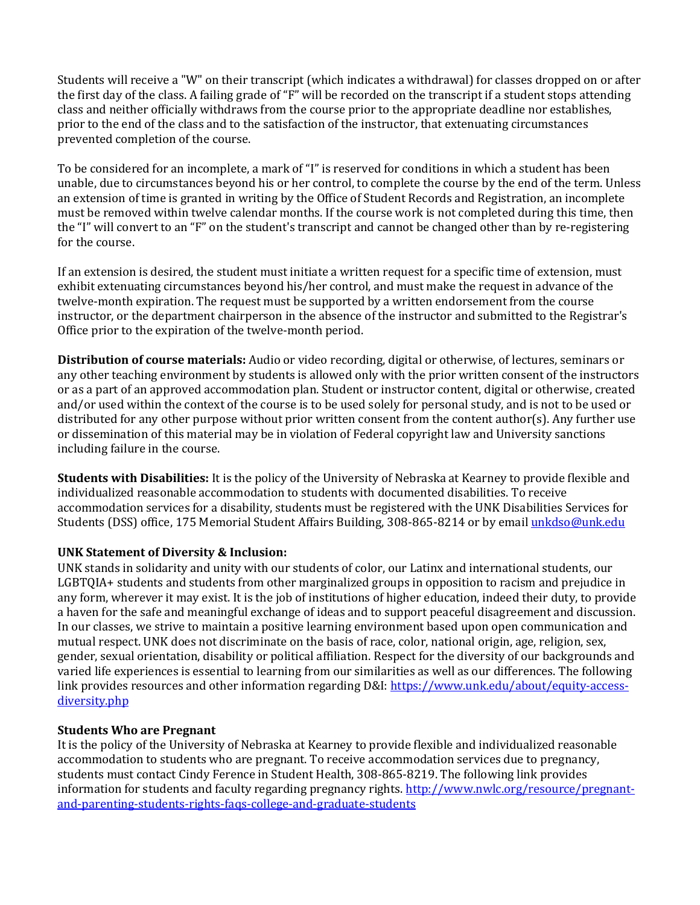Students will receive a "W" on their transcript (which indicates a withdrawal) for classes dropped on or after the first day of the class. A failing grade of "F" will be recorded on the transcript if a student stops attending class and neither officially withdraws from the course prior to the appropriate deadline nor establishes, prior to the end of the class and to the satisfaction of the instructor, that extenuating circumstances prevented completion of the course.

To be considered for an incomplete, a mark of "I" is reserved for conditions in which a student has been unable, due to circumstances beyond his or her control, to complete the course by the end of the term. Unless an extension of time is granted in writing by the Office of Student Records and Registration, an incomplete must be removed within twelve calendar months. If the course work is not completed during this time, then the "I" will convert to an "F" on the student's transcript and cannot be changed other than by re-registering for the course.

If an extension is desired, the student must initiate a written request for a specific time of extension, must exhibit extenuating circumstances beyond his/her control, and must make the request in advance of the twelve-month expiration. The request must be supported by a written endorsement from the course instructor, or the department chairperson in the absence of the instructor and submitted to the Registrar's Office prior to the expiration of the twelve-month period.

**Distribution of course materials:** Audio or video recording, digital or otherwise, of lectures, seminars or any other teaching environment by students is allowed only with the prior written consent of the instructors or as a part of an approved accommodation plan. Student or instructor content, digital or otherwise, created and/or used within the context of the course is to be used solely for personal study, and is not to be used or distributed for any other purpose without prior written consent from the content author(s). Any further use or dissemination of this material may be in violation of Federal copyright law and University sanctions including failure in the course.

**Students with Disabilities:** It is the policy of the University of Nebraska at Kearney to provide flexible and individualized reasonable accommodation to students with documented disabilities. To receive accommodation services for a disability, students must be registered with the UNK Disabilities Services for Students (DSS) office, 175 Memorial Student Affairs Building, 308-865-8214 or by email [unkdso@unk.edu](mailto:unkdso@unk.edu)

**UNK Statement of Diversity & Inclusion:**
UNK stands in solidarity and unity with our students of color, our Latinx and international students, our LGBTQIA+ students and students from other marginalized groups in opposition to racism and prejudice in any form, wherever it may exist. It is the job of institutions of higher education, indeed their duty, to provide a haven for the safe and meaningful exchange of ideas and to support peaceful disagreement and discussion. In our classes, we strive to maintain a positive learning environment based upon open communication and mutual respect. UNK does not discriminate on the basis of race, color, national origin, age, religion, sex, gender, sexual orientation, disability or political affiliation. Respect for the diversity of our backgrounds and varied life experiences is essential to learning from our similarities as well as our differences. The following link provides resources and other information regarding D&I: [https://www.unk.edu/about/equity-access-diversity.php](https://www.unk.edu/about/equity-access-diversity.php)

**Students Who are Pregnant**
It is the policy of the University of Nebraska at Kearney to provide flexible and individualized reasonable accommodation to students who are pregnant. To receive accommodation services due to pregnancy, students must contact Cindy Ference in Student Health, 308-865-8219. The following link provides information for students and faculty regarding pregnancy rights. [http://www.nwlc.org/resource/pregnant-and-parenting-students-rights-faqs-college-and-graduate-students](http://www.nwlc.org/resource/pregnant-and-parenting-students-rights-faqs-college-and-graduate-students)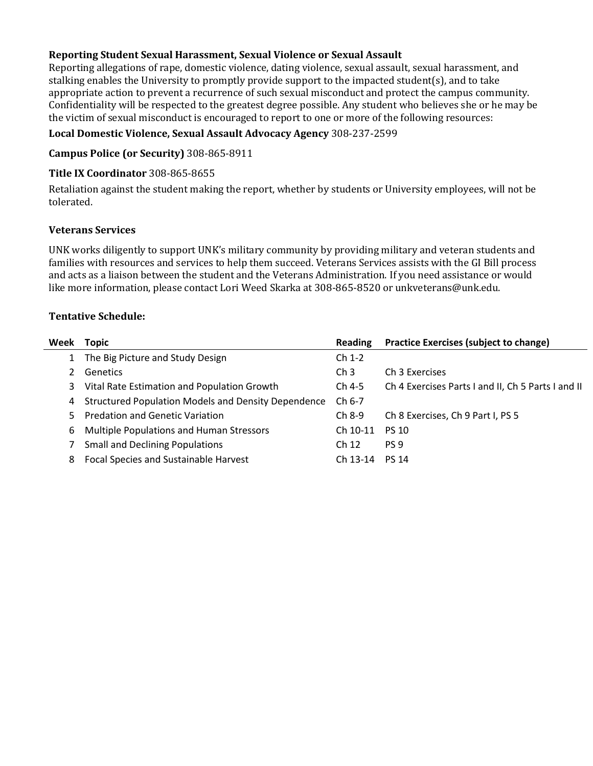**Reporting Student Sexual Harassment, Sexual Violence or Sexual Assault**

Reporting allegations of rape, domestic violence, dating violence, sexual assault, sexual harassment, and stalking enables the University to promptly provide support to the impacted student(s), and to take appropriate action to prevent a recurrence of such sexual misconduct and protect the campus community. Confidentiality will be respected to the greatest degree possible. Any student who believes she or he may be the victim of sexual misconduct is encouraged to report to one or more of the following resources:

**Local Domestic Violence, Sexual Assault Advocacy Agency** 308-237-2599

**Campus Police (or Security)** 308-865-8911

**Title IX Coordinator** 308-865-8655

Retaliation against the student making the report, whether by students or University employees, will not be tolerated.

**Veterans Services**

UNK works diligently to support UNK's military community by providing military and veteran students and families with resources and services to help them succeed. Veterans Services assists with the GI Bill process and acts as a liaison between the student and the Veterans Administration. If you need assistance or would like more information, please contact Lori Weed Skarka at 308-865-8520 or unkveterans@unk.edu.

**Tentative Schedule:**

| Week | Topic | Reading | Practice Exercises (subject to change) |
|---|---|---|---|
| 1 | The Big Picture and Study Design | Ch 1-2 | |
| 2 | Genetics | Ch 3 | Ch 3 Exercises |
| 3 | Vital Rate Estimation and Population Growth | Ch 4-5 | Ch 4 Exercises Parts I and II, Ch 5 Parts I and II |
| 4 | Structured Population Models and Density Dependence | Ch 6-7 | |
| 5 | Predation and Genetic Variation | Ch 8-9 | Ch 8 Exercises, Ch 9 Part I, PS 5 |
| 6 | Multiple Populations and Human Stressors | Ch 10-11 | PS 10 |
| 7 | Small and Declining Populations | Ch 12 | PS 9 |
| 8 | Focal Species and Sustainable Harvest | Ch 13-14 | PS 14 |